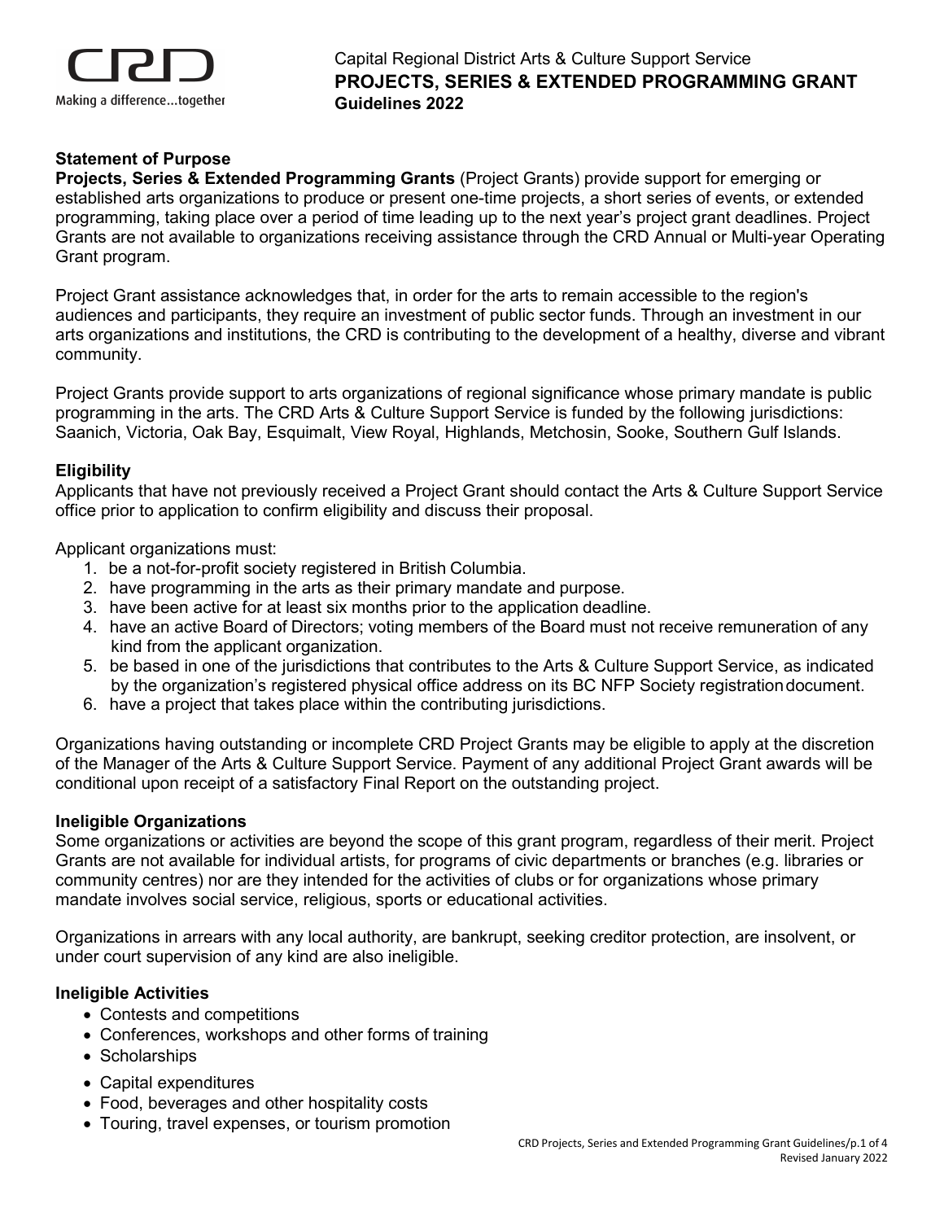Capital Regional District Arts & Culture Support Service
# PROJECTS, SERIES & EXTENDED PROGRAMMING GRANT
**Guidelines 2022**

### Statement of Purpose

**Projects, Series & Extended Programming Grants** (Project Grants) provide support for emerging or established arts organizations to produce or present one-time projects, a short series of events, or extended programming, taking place over a period of time leading up to the next year's project grant deadlines. Project Grants are not available to organizations receiving assistance through the CRD Annual or Multi-year Operating Grant program.

Project Grant assistance acknowledges that, in order for the arts to remain accessible to the region's audiences and participants, they require an investment of public sector funds. Through an investment in our arts organizations and institutions, the CRD is contributing to the development of a healthy, diverse and vibrant community.

Project Grants provide support to arts organizations of regional significance whose primary mandate is public programming in the arts. The CRD Arts & Culture Support Service is funded by the following jurisdictions: Saanich, Victoria, Oak Bay, Esquimalt, View Royal, Highlands, Metchosin, Sooke, Southern Gulf Islands.

### Eligibility

Applicants that have not previously received a Project Grant should contact the Arts & Culture Support Service office prior to application to confirm eligibility and discuss their proposal.

Applicant organizations must:

1. be a not-for-profit society registered in British Columbia.
2. have programming in the arts as their primary mandate and purpose.
3. have been active for at least six months prior to the application deadline.
4. have an active Board of Directors; voting members of the Board must not receive remuneration of any kind from the applicant organization.
5. be based in one of the jurisdictions that contributes to the Arts & Culture Support Service, as indicated by the organization's registered physical office address on its BC NFP Society registration document.
6. have a project that takes place within the contributing jurisdictions.

Organizations having outstanding or incomplete CRD Project Grants may be eligible to apply at the discretion of the Manager of the Arts & Culture Support Service. Payment of any additional Project Grant awards will be conditional upon receipt of a satisfactory Final Report on the outstanding project.

### Ineligible Organizations

Some organizations or activities are beyond the scope of this grant program, regardless of their merit. Project Grants are not available for individual artists, for programs of civic departments or branches (e.g. libraries or community centres) nor are they intended for the activities of clubs or for organizations whose primary mandate involves social service, religious, sports or educational activities.

Organizations in arrears with any local authority, are bankrupt, seeking creditor protection, are insolvent, or under court supervision of any kind are also ineligible.

### Ineligible Activities

- Contests and competitions
- Conferences, workshops and other forms of training
- Scholarships
- Capital expenditures
- Food, beverages and other hospitality costs
- Touring, travel expenses, or tourism promotion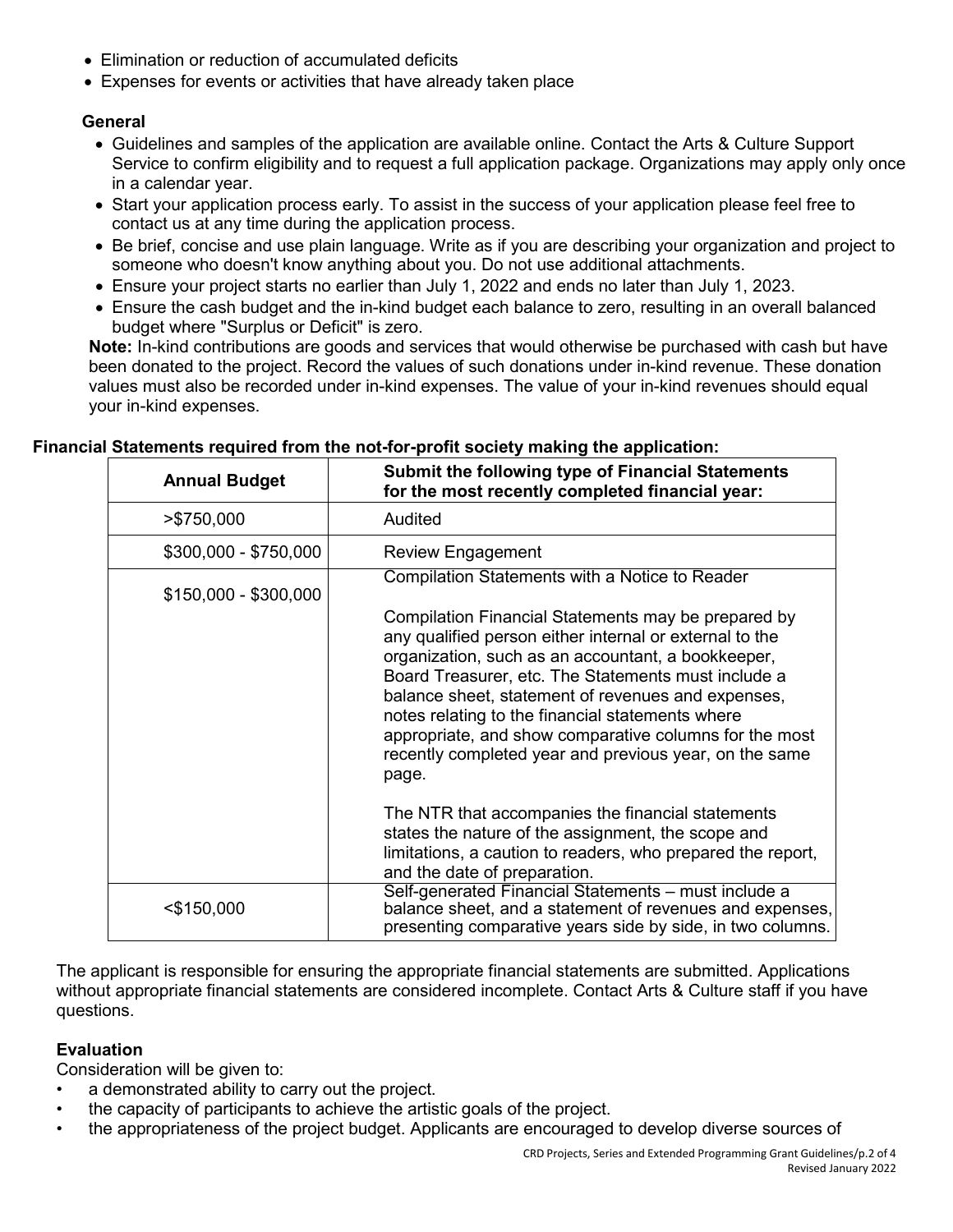- Elimination or reduction of accumulated deficits
- Expenses for events or activities that have already taken place

### General

- Guidelines and samples of the application are available online. Contact the Arts & Culture Support Service to confirm eligibility and to request a full application package. Organizations may apply only once in a calendar year.
- Start your application process early. To assist in the success of your application please feel free to contact us at any time during the application process.
- Be brief, concise and use plain language. Write as if you are describing your organization and project to someone who doesn't know anything about you. Do not use additional attachments.
- Ensure your project starts no earlier than July 1, 2022 and ends no later than July 1, 2023.
- Ensure the cash budget and the in-kind budget each balance to zero, resulting in an overall balanced budget where "Surplus or Deficit" is zero.

**Note:** In-kind contributions are goods and services that would otherwise be purchased with cash but have been donated to the project. Record the values of such donations under in-kind revenue. These donation values must also be recorded under in-kind expenses. The value of your in-kind revenues should equal your in-kind expenses.

**Financial Statements required from the not-for-profit society making the application:**

| Annual Budget | Submit the following type of Financial Statements for the most recently completed financial year: |
|---|---|
| >$750,000 | Audited |
| $300,000 - $750,000 | Review Engagement |
| $150,000 - $300,000 | Compilation Statements with a Notice to Reader<br><br>Compilation Financial Statements may be prepared by any qualified person either internal or external to the organization, such as an accountant, a bookkeeper, Board Treasurer, etc. The Statements must include a balance sheet, statement of revenues and expenses, notes relating to the financial statements where appropriate, and show comparative columns for the most recently completed year and previous year, on the same page.<br><br>The NTR that accompanies the financial statements states the nature of the assignment, the scope and limitations, a caution to readers, who prepared the report, and the date of preparation. |
| <$150,000 | Self-generated Financial Statements – must include a balance sheet, and a statement of revenues and expenses, presenting comparative years side by side, in two columns. |

The applicant is responsible for ensuring the appropriate financial statements are submitted. Applications without appropriate financial statements are considered incomplete. Contact Arts & Culture staff if you have questions.

### Evaluation

Consideration will be given to:

- a demonstrated ability to carry out the project.
- the capacity of participants to achieve the artistic goals of the project.
- the appropriateness of the project budget. Applicants are encouraged to develop diverse sources of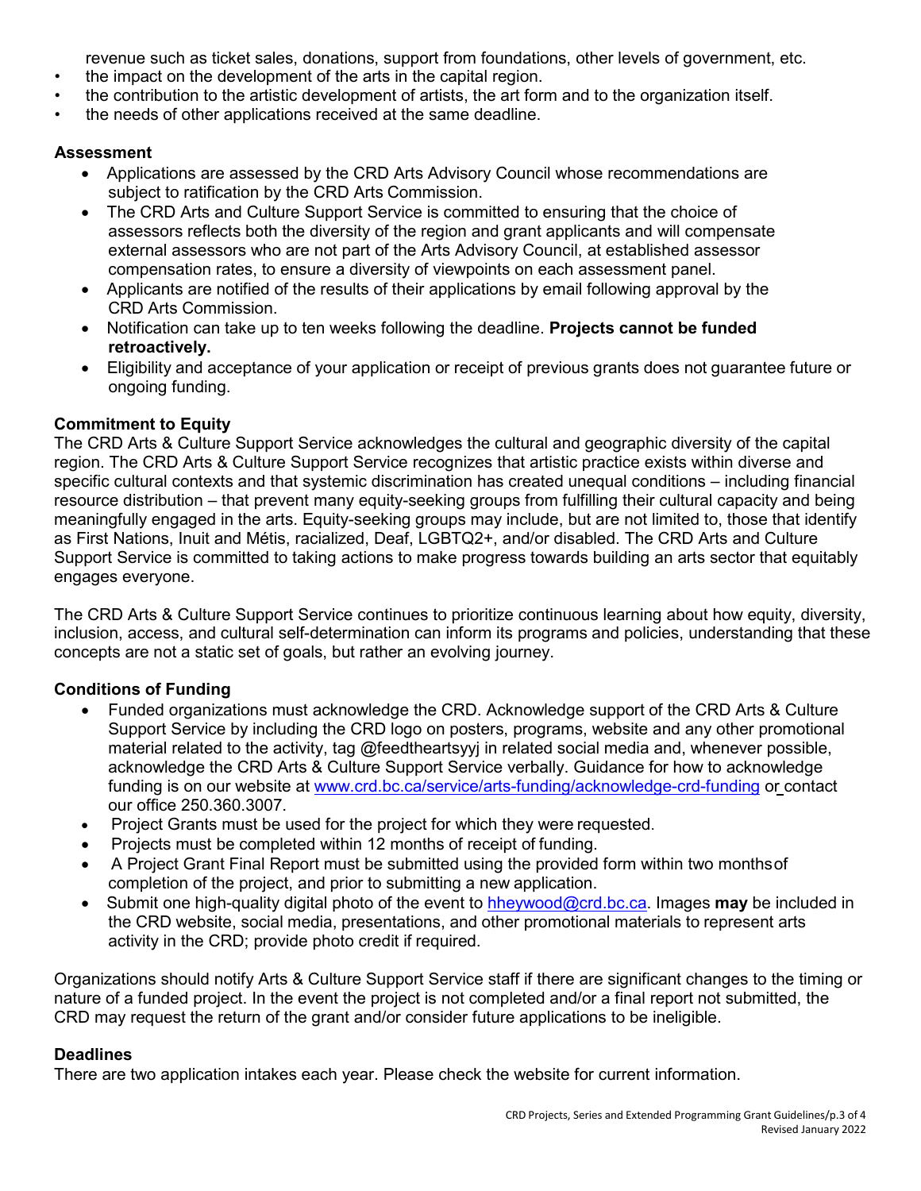revenue such as ticket sales, donations, support from foundations, other levels of government, etc.
- the impact on the development of the arts in the capital region.
- the contribution to the artistic development of artists, the art form and to the organization itself.
- the needs of other applications received at the same deadline.

### Assessment

- Applications are assessed by the CRD Arts Advisory Council whose recommendations are subject to ratification by the CRD Arts Commission.
- The CRD Arts and Culture Support Service is committed to ensuring that the choice of assessors reflects both the diversity of the region and grant applicants and will compensate external assessors who are not part of the Arts Advisory Council, at established assessor compensation rates, to ensure a diversity of viewpoints on each assessment panel.
- Applicants are notified of the results of their applications by email following approval by the CRD Arts Commission.
- Notification can take up to ten weeks following the deadline. **Projects cannot be funded retroactively.**
- Eligibility and acceptance of your application or receipt of previous grants does not guarantee future or ongoing funding.

### Commitment to Equity

The CRD Arts & Culture Support Service acknowledges the cultural and geographic diversity of the capital region. The CRD Arts & Culture Support Service recognizes that artistic practice exists within diverse and specific cultural contexts and that systemic discrimination has created unequal conditions – including financial resource distribution – that prevent many equity-seeking groups from fulfilling their cultural capacity and being meaningfully engaged in the arts. Equity-seeking groups may include, but are not limited to, those that identify as First Nations, Inuit and Métis, racialized, Deaf, LGBTQ2+, and/or disabled. The CRD Arts and Culture Support Service is committed to taking actions to make progress towards building an arts sector that equitably engages everyone.

The CRD Arts & Culture Support Service continues to prioritize continuous learning about how equity, diversity, inclusion, access, and cultural self-determination can inform its programs and policies, understanding that these concepts are not a static set of goals, but rather an evolving journey.

### Conditions of Funding

- Funded organizations must acknowledge the CRD. Acknowledge support of the CRD Arts & Culture Support Service by including the CRD logo on posters, programs, website and any other promotional material related to the activity, tag @feedtheartsyyj in related social media and, whenever possible, acknowledge the CRD Arts & Culture Support Service verbally. Guidance for how to acknowledge funding is on our website at www.crd.bc.ca/service/arts-funding/acknowledge-crd-funding or contact our office 250.360.3007.
- Project Grants must be used for the project for which they were requested.
- Projects must be completed within 12 months of receipt of funding.
- A Project Grant Final Report must be submitted using the provided form within two months of completion of the project, and prior to submitting a new application.
- Submit one high-quality digital photo of the event to hheywood@crd.bc.ca. Images **may** be included in the CRD website, social media, presentations, and other promotional materials to represent arts activity in the CRD; provide photo credit if required.

Organizations should notify Arts & Culture Support Service staff if there are significant changes to the timing or nature of a funded project. In the event the project is not completed and/or a final report not submitted, the CRD may request the return of the grant and/or consider future applications to be ineligible.

### Deadlines

There are two application intakes each year. Please check the website for current information.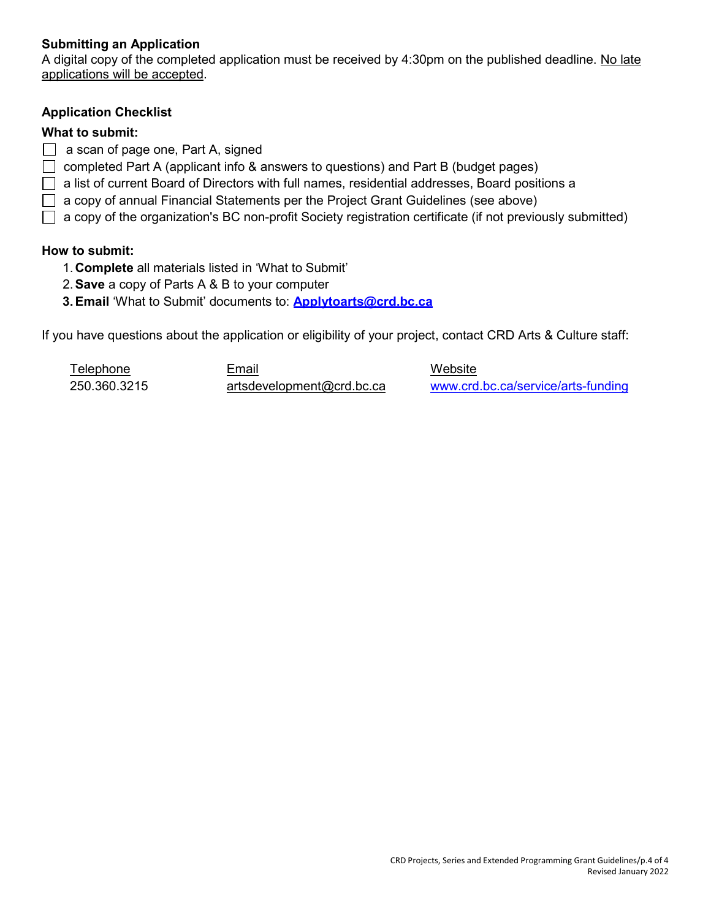**Submitting an Application**

A digital copy of the completed application must be received by 4:30pm on the published deadline. No late applications will be accepted.

**Application Checklist**

**What to submit:**

- ☐ a scan of page one, Part A, signed
- ☐ completed Part A (applicant info & answers to questions) and Part B (budget pages)
- ☐ a list of current Board of Directors with full names, residential addresses, Board positions a
- ☐ a copy of annual Financial Statements per the Project Grant Guidelines (see above)
- ☐ a copy of the organization's BC non-profit Society registration certificate (if not previously submitted)

**How to submit:**

1. **Complete** all materials listed in 'What to Submit'
2. **Save** a copy of Parts A & B to your computer
3. **Email** 'What to Submit' documents to: **Applytoarts@crd.bc.ca**

If you have questions about the application or eligibility of your project, contact CRD Arts & Culture staff:

| Telephone | Email | Website |
|---|---|---|
| 250.360.3215 | artsdevelopment@crd.bc.ca | www.crd.bc.ca/service/arts-funding |

CRD Projects, Series and Extended Programming Grant Guidelines/p.4 of 4
Revised January 2022